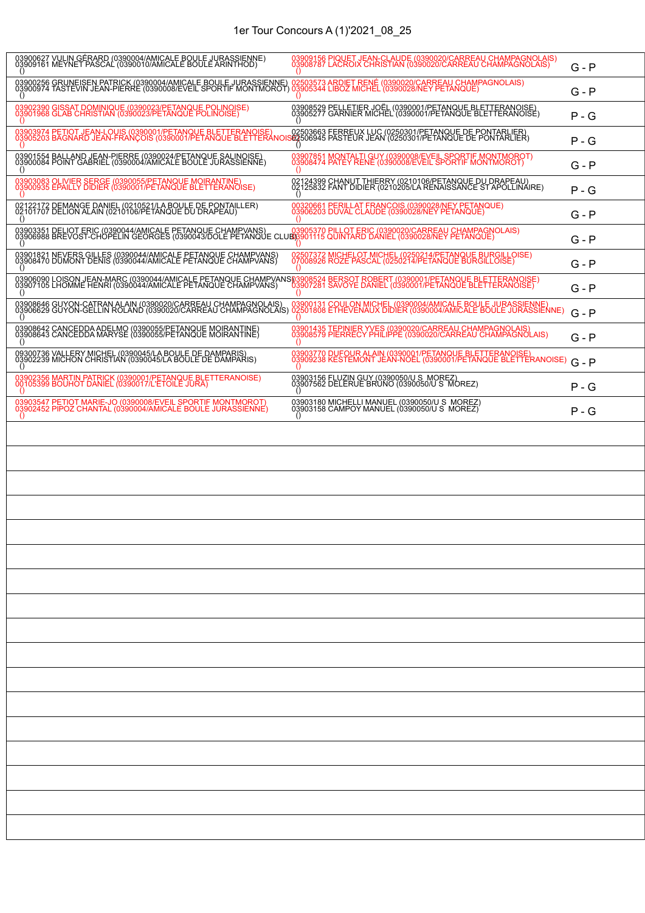# 1er Tour Concours A (1)'2021_08_25

| Équipe 1 | Équipe 2 | Résultat |
|---|---|---|
| 03900627 VULIN GÉRARD (0390004/AMICALE BOULE JURASSIENNE)<br>03909161 MEYNET PASCAL (0390010/AMICALE BOULE ARINTHOD)<br>() | 03909156 PIQUET JEAN-CLAUDE (0390020/CARREAU CHAMPAGNOLAIS)<br>03908787 LACROIX CHRISTIAN (0390020/CARREAU CHAMPAGNOLAIS)<br>() | G - P |
| 03900256 GRUNEISEN PATRICK (0390004/AMICALE BOULE JURASSIENNE)<br>03900974 TASTEVIN JEAN-PIERRE (0390008/EVEIL SPORTIF MONTMOROT)<br>() | 02503573 ARDIET RENÉ (0390020/CARREAU CHAMPAGNOLAIS)<br>03905344 LIBOZ MICHEL (0390028/NEY PETANQUE)<br>() | G - P |
| 03902390 GISSAT DOMINIQUE (0390023/PETANQUE POLINOISE)<br>03901968 GLAB CHRISTIAN (0390023/PETANQUE POLINOISE)<br>() | 03908529 PELLETIER JOËL (0390001/PETANQUE BLETTERANOISE)<br>03905277 GARNIER MICHEL (0390001/PETANQUE BLETTERANOISE)<br>() | P - G |
| 03903974 PETIOT JEAN-LOUIS (0390001/PETANQUE BLETTERANOISE)<br>03905203 BAGNARD JEAN-FRANÇOIS (0390001/PETANQUE BLETTERANOISE)<br>() | 02503663 FERREUX LUC (0250301/PETANQUE DE PONTARLIER)<br>02506945 PASTEUR JEAN (0250301/PETANQUE DE PONTARLIER)<br>() | P - G |
| 03901554 BALLAND JEAN-PIERRE (0390024/PETANQUE SALINOISE)<br>03900084 POINT GABRIEL (0390004/AMICALE BOULE JURASSIENNE)<br>() | 03907851 MONTALTI GUY (0390008/EVEIL SPORTIF MONTMOROT)<br>03908474 PATEY RENE (0390008/EVEIL SPORTIF MONTMOROT)<br>() | G - P |
| 03903083 OLIVIER SERGE (0390055/PETANQUE MOIRANTINE)<br>03900935 EPAILLY DIDIER (0390001/PETANQUE BLETTERANOISE)<br>() | 02124399 CHANUT THIERRY (0210106/PETANQUE DU DRAPEAU)<br>02125832 FANT DIDIER (0210205/LA RENAISSANCE ST APOLLINAIRE)<br>() | P - G |
| 02122172 DEMANGE DANIEL (0210521/LA BOULE DE PONTAILLER)<br>02101707 DELION ALAIN (0210106/PETANQUE DU DRAPEAU)<br>() | 00320661 PERILLAT FRANCOIS (0390028/NEY PETANQUE)<br>03906203 DUVAL CLAUDE (0390028/NEY PETANQUE)<br>() | G - P |
| 03903351 DELIOT ERIC (0390044/AMICALE PETANQUE CHAMPVANS)<br>03906988 BREVOST-CHOPELIN GEORGES (0390043/DOLE PETANQUE CLUB)<br>() | 03905370 PILLOT ERIC (0390020/CARREAU CHAMPAGNOLAIS)<br>03901115 QUINTARD DANIEL (0390028/NEY PETANQUE)<br>() | G - P |
| 03901821 NEVERS GILLES (0390044/AMICALE PETANQUE CHAMPVANS)<br>03908470 DUMONT DENIS (0390044/AMICALE PETANQUE CHAMPVANS)<br>() | 02507372 MICHELOT MICHEL (0250214/PETANQUE BURGILLOISE)<br>07008926 ROZE PASCAL (0250214/PETANQUE BURGILLOISE)<br>() | G - P |
| 03906090 LOISON JEAN-MARC (0390044/AMICALE PETANQUE CHAMPVANS)<br>03907105 LHOMME HENRI (0390044/AMICALE PETANQUE CHAMPVANS)<br>() | 03908524 BERSOT ROBERT (0390001/PETANQUE BLETTERANOISE)<br>03907281 SAVOYE DANIEL (0390001/PETANQUE BLETTERANOISE)<br>() | G - P |
| 03908646 GUYON-CATRAN ALAIN (0390020/CARREAU CHAMPAGNOLAIS)<br>03906629 GUYON-GELLIN ROLAND (0390020/CARREAU CHAMPAGNOLAIS)<br>() | 03900131 COULON MICHEL (0390004/AMICALE BOULE JURASSIENNE)<br>02501808 ETHEVENAUX DIDIER (0390004/AMICALE BOULE JURASSIENNE)<br>() | G - P |
| 03908642 CANCEDDA ADELMO (0390055/PETANQUE MOIRANTINE)<br>03908643 CANCEDDA MARYSE (0390055/PETANQUE MOIRANTINE)<br>() | 03901435 TEPINIER YVES (0390020/CARREAU CHAMPAGNOLAIS)<br>03908579 PIERRECY PHILIPPE (0390020/CARREAU CHAMPAGNOLAIS)<br>() | G - P |
| 09300736 VALLERY MICHEL (0390045/LA BOULE DE DAMPARIS)<br>03902239 MICHON CHRISTIAN (0390045/LA BOULE DE DAMPARIS)<br>() | 03903770 DUFOUR ALAIN (0390001/PETANQUE BLETTERANOISE)<br>03909238 KESTEMONT JEAN-NOËL (0390001/PETANQUE BLETTERANOISE)<br>() | G - P |
| 03902356 MARTIN PATRICK (0390001/PETANQUE BLETTERANOISE)<br>00105399 BOUHOT DANIEL (0390017/L'ETOILE JURA)<br>() | 03903156 FLUZIN GUY (0390050/U S MOREZ)<br>03907562 DELERUE BRUNO (0390050/U S MOREZ)<br>() | P - G |
| 03903547 PETIOT MARIE-JO (0390008/EVEIL SPORTIF MONTMOROT)<br>03902452 PIPOZ CHANTAL (0390004/AMICALE BOULE JURASSIENNE)<br>() | 03903180 MICHELLI MANUEL (0390050/U S MOREZ)<br>03903158 CAMPOY MANUEL (0390050/U S MOREZ)<br>() | P - G |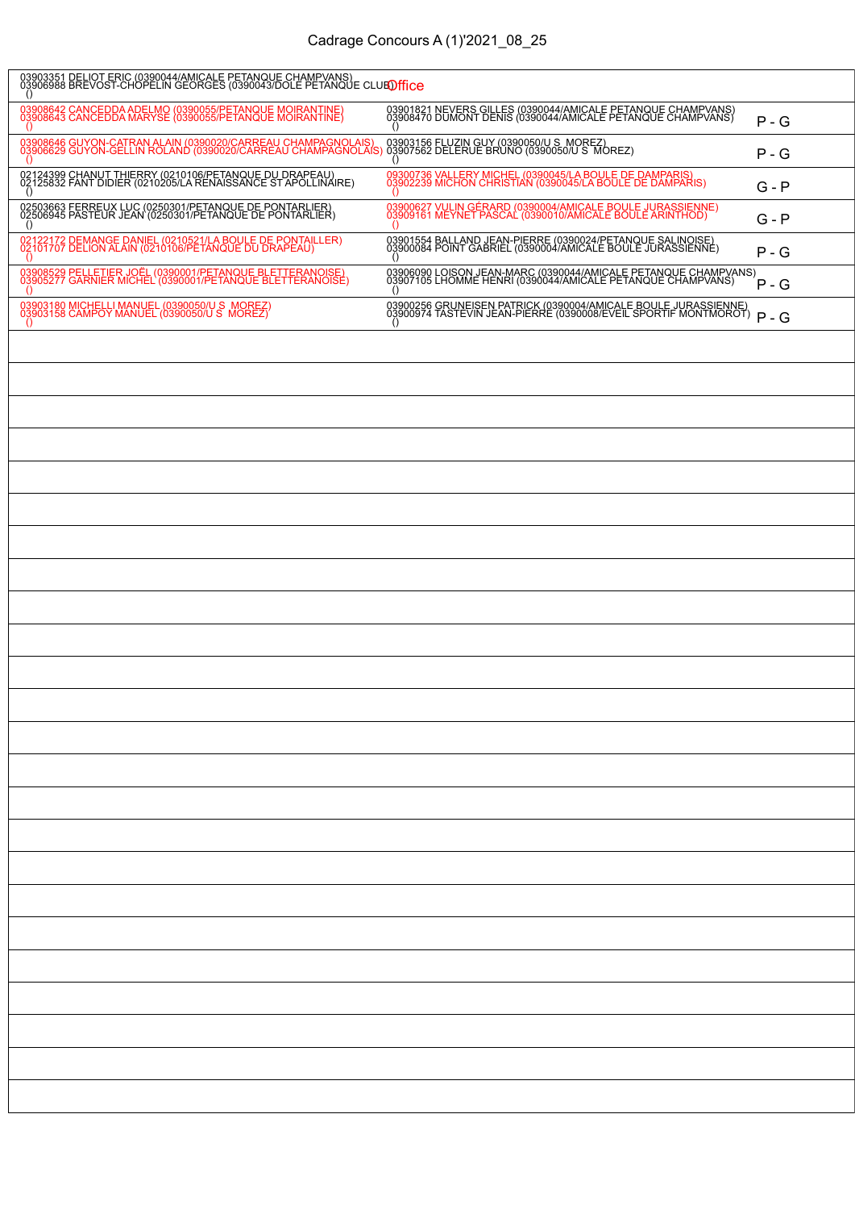# Cadrage Concours A (1)'2021_08_25

| Équipe 1 | Équipe 2 | |
|---|---|---|
| 03903351 DELIOT ERIC (0390044/AMICALE PETANQUE CHAMPVANS)<br>03906988 BREVOST-CHOPELIN GEORGES (0390043/DOLE PETANQUE CLUB)<br>() | Office | |
| 03908642 CANCEDDA ADELMO (0390055/PETANQUE MOIRANTINE)<br>03908643 CANCEDDA MARYSE (0390055/PETANQUE MOIRANTINE)<br>() | 03901821 NEVERS GILLES (0390044/AMICALE PETANQUE CHAMPVANS)<br>03908470 DUMONT DENIS (0390044/AMICALE PETANQUE CHAMPVANS)<br>() | P - G |
| 03908646 GUYON-CATRAN ALAIN (0390020/CARREAU CHAMPAGNOLAIS)<br>03906629 GUYON-GELLIN ROLAND (0390020/CARREAU CHAMPAGNOLAIS)<br>() | 03903156 FLUZIN GUY (0390050/U S MOREZ)<br>03907562 DELERUE BRUNO (0390050/U S MOREZ)<br>() | P - G |
| 02124399 CHANUT THIERRY (0210106/PETANQUE DU DRAPEAU)<br>02125832 FANT DIDIER (0210205/LA RENAISSANCE ST APOLLINAIRE)<br>() | 09300736 VALLERY MICHEL (0390045/LA BOULE DE DAMPARIS)<br>03902239 MICHON CHRISTIAN (0390045/LA BOULE DE DAMPARIS)<br>() | G - P |
| 02503663 FERREUX LUC (0250301/PETANQUE DE PONTARLIER)<br>02506945 PASTEUR JEAN (0250301/PETANQUE DE PONTARLIER)<br>() | 03900627 VULIN GÉRARD (0390004/AMICALE BOULE JURASSIENNE)<br>03909161 MEYNET PASCAL (0390010/AMICALE BOULE ARINTHOD)<br>() | G - P |
| 02122172 DEMANGE DANIEL (0210521/LA BOULE DE PONTAILLER)<br>02101707 DELION ALAIN (0210106/PETANQUE DU DRAPEAU)<br>() | 03901554 BALLAND JEAN-PIERRE (0390024/PETANQUE SALINOISE)<br>03900084 POINT GABRIEL (0390004/AMICALE BOULE JURASSIENNE)<br>() | P - G |
| 03908529 PELLETIER JOËL (0390001/PETANQUE BLETTERANOISE)<br>03905277 GARNIER MICHEL (0390001/PETANQUE BLETTERANOISE)<br>() | 03906090 LOISON JEAN-MARC (0390044/AMICALE PETANQUE CHAMPVANS)<br>03907105 LHOMME HENRI (0390044/AMICALE PETANQUE CHAMPVANS)<br>() | P - G |
| 03903180 MICHELLI MANUEL (0390050/U S MOREZ)<br>03903158 CAMPOY MANUEL (0390050/U S MOREZ)<br>() | 03900256 GRUNEISEN PATRICK (0390004/AMICALE BOULE JURASSIENNE)<br>03900974 TASTEVIN JEAN-PIERRE (0390008/EVEIL SPORTIF MONTMOROT)<br>() | P - G |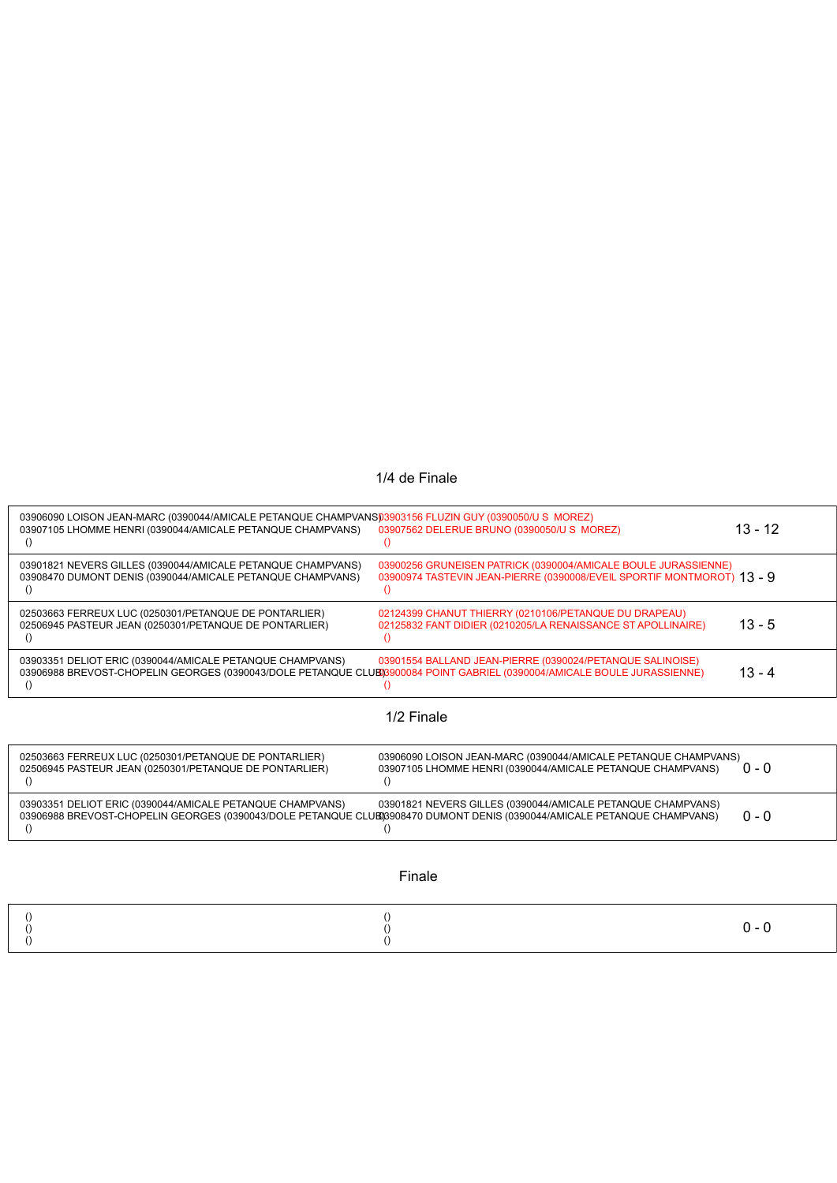## 1/4 de Finale

| Équipe 1 | Équipe 2 | Score |
|---|---|---|
| 03906090 LOISON JEAN-MARC (0390044/AMICALE PETANQUE CHAMPVANS)<br>03907105 LHOMME HENRI (0390044/AMICALE PETANQUE CHAMPVANS)<br>() | 03903156 FLUZIN GUY (0390050/U S MOREZ)<br>03907562 DELERUE BRUNO (0390050/U S MOREZ)<br>() | 13 - 12 |
| 03901821 NEVERS GILLES (0390044/AMICALE PETANQUE CHAMPVANS)<br>03908470 DUMONT DENIS (0390044/AMICALE PETANQUE CHAMPVANS)<br>() | 03900256 GRUNEISEN PATRICK (0390004/AMICALE BOULE JURASSIENNE)<br>03900974 TASTEVIN JEAN-PIERRE (0390008/EVEIL SPORTIF MONTMOROT)<br>() | 13 - 9 |
| 02503663 FERREUX LUC (0250301/PETANQUE DE PONTARLIER)<br>02506945 PASTEUR JEAN (0250301/PETANQUE DE PONTARLIER)<br>() | 02124399 CHANUT THIERRY (0210106/PETANQUE DU DRAPEAU)<br>02125832 FANT DIDIER (0210205/LA RENAISSANCE ST APOLLINAIRE)<br>() | 13 - 5 |
| 03903351 DELIOT ERIC (0390044/AMICALE PETANQUE CHAMPVANS)<br>03906988 BREVOST-CHOPELIN GEORGES (0390043/DOLE PETANQUE CLUB)<br>() | 03901554 BALLAND JEAN-PIERRE (0390024/PETANQUE SALINOISE)<br>03900084 POINT GABRIEL (0390004/AMICALE BOULE JURASSIENNE)<br>() | 13 - 4 |

## 1/2 Finale

| Équipe 1 | Équipe 2 | Score |
|---|---|---|
| 02503663 FERREUX LUC (0250301/PETANQUE DE PONTARLIER)<br>02506945 PASTEUR JEAN (0250301/PETANQUE DE PONTARLIER)<br>() | 03906090 LOISON JEAN-MARC (0390044/AMICALE PETANQUE CHAMPVANS)<br>03907105 LHOMME HENRI (0390044/AMICALE PETANQUE CHAMPVANS)<br>() | 0 - 0 |
| 03903351 DELIOT ERIC (0390044/AMICALE PETANQUE CHAMPVANS)<br>03906988 BREVOST-CHOPELIN GEORGES (0390043/DOLE PETANQUE CLUB)<br>() | 03901821 NEVERS GILLES (0390044/AMICALE PETANQUE CHAMPVANS)<br>03908470 DUMONT DENIS (0390044/AMICALE PETANQUE CHAMPVANS)<br>() | 0 - 0 |

## Finale

| Équipe 1 | Équipe 2 | Score |
|---|---|---|
| ()<br>()<br>() | ()<br>()<br>() | 0 - 0 |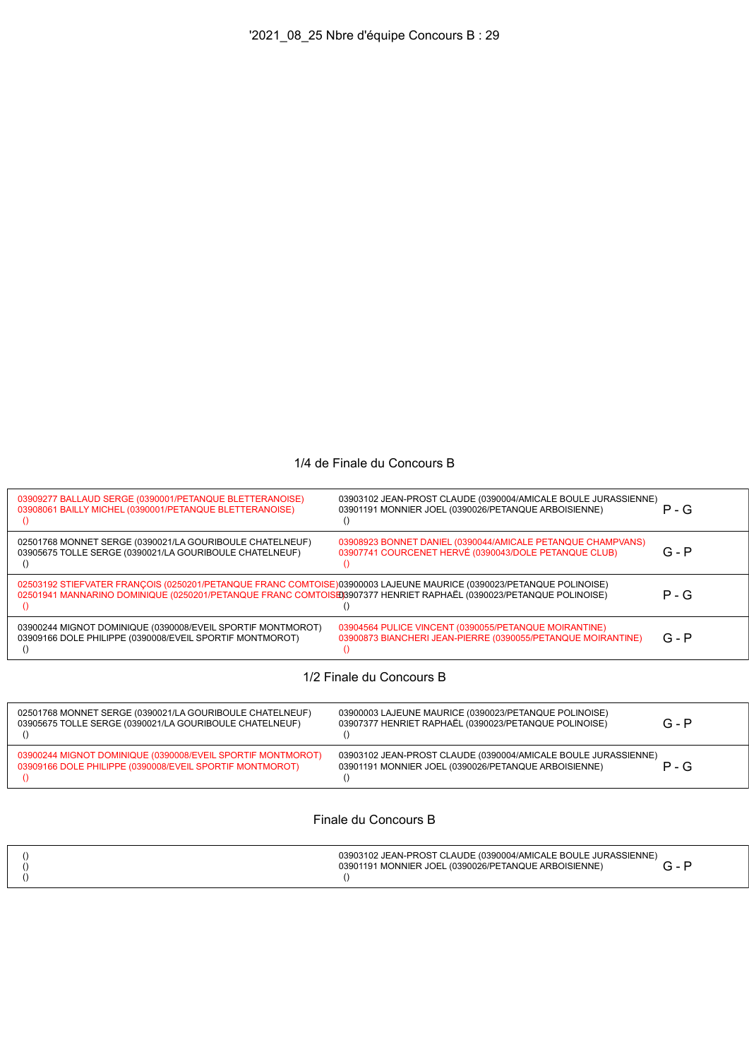'2021_08_25 Nbre d'équipe Concours B : 29

## 1/4 de Finale du Concours B

| | | |
|---|---|---|
| 03909277 BALLAUD SERGE (0390001/PETANQUE BLETTERANOISE)<br>03908061 BAILLY MICHEL (0390001/PETANQUE BLETTERANOISE)<br>() | 03903102 JEAN-PROST CLAUDE (0390004/AMICALE BOULE JURASSIENNE)<br>03901191 MONNIER JOEL (0390026/PETANQUE ARBOISIENNE)<br>() | P - G |
| 02501768 MONNET SERGE (0390021/LA GOURIBOULE CHATELNEUF)<br>03905675 TOLLE SERGE (0390021/LA GOURIBOULE CHATELNEUF)<br>() | 03908923 BONNET DANIEL (0390044/AMICALE PETANQUE CHAMPVANS)<br>03907741 COURCENET HERVÉ (0390043/DOLE PETANQUE CLUB)<br>() | G - P |
| 02503192 STIEFVATER FRANÇOIS (0250201/PETANQUE FRANC COMTOISE)<br>02501941 MANNARINO DOMINIQUE (0250201/PETANQUE FRANC COMTOISE)<br>() | 03900003 LAJEUNE MAURICE (0390023/PETANQUE POLINOISE)<br>03907377 HENRIET RAPHAËL (0390023/PETANQUE POLINOISE)<br>() | P - G |
| 03900244 MIGNOT DOMINIQUE (0390008/EVEIL SPORTIF MONTMOROT)<br>03909166 DOLE PHILIPPE (0390008/EVEIL SPORTIF MONTMOROT)<br>() | 03904564 PULICE VINCENT (0390055/PETANQUE MOIRANTINE)<br>03900873 BIANCHERI JEAN-PIERRE (0390055/PETANQUE MOIRANTINE)<br>() | G - P |

## 1/2 Finale du Concours B

| | | |
|---|---|---|
| 02501768 MONNET SERGE (0390021/LA GOURIBOULE CHATELNEUF)<br>03905675 TOLLE SERGE (0390021/LA GOURIBOULE CHATELNEUF)<br>() | 03900003 LAJEUNE MAURICE (0390023/PETANQUE POLINOISE)<br>03907377 HENRIET RAPHAËL (0390023/PETANQUE POLINOISE)<br>() | G - P |
| 03900244 MIGNOT DOMINIQUE (0390008/EVEIL SPORTIF MONTMOROT)<br>03909166 DOLE PHILIPPE (0390008/EVEIL SPORTIF MONTMOROT)<br>() | 03903102 JEAN-PROST CLAUDE (0390004/AMICALE BOULE JURASSIENNE)<br>03901191 MONNIER JOEL (0390026/PETANQUE ARBOISIENNE)<br>() | P - G |

## Finale du Concours B

| | | |
|---|---|---|
| ()<br>()<br>() | 03903102 JEAN-PROST CLAUDE (0390004/AMICALE BOULE JURASSIENNE)<br>03901191 MONNIER JOEL (0390026/PETANQUE ARBOISIENNE)<br>() | G - P |